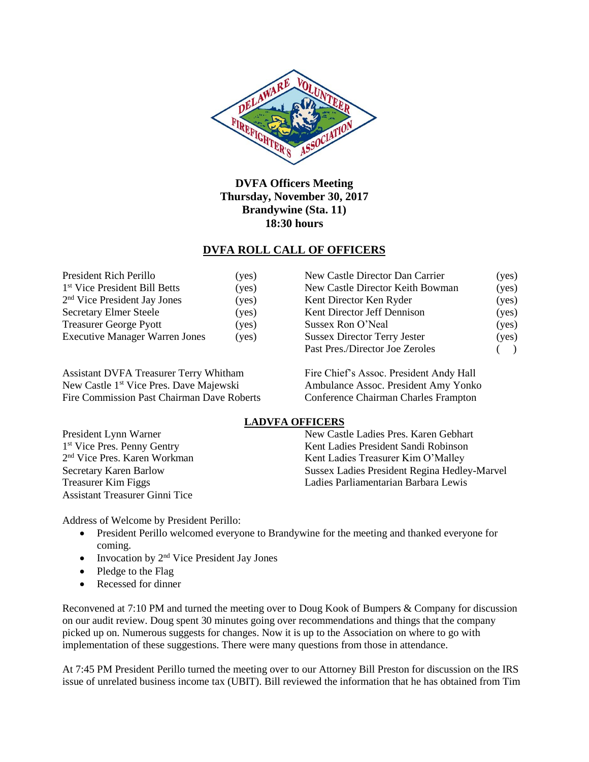**DVFA Officers Meeting**
**Thursday, November 30, 2017**
**Brandywine (Sta. 11)**
**18:30 hours**

## DVFA ROLL CALL OF OFFICERS

| | | | |
|---|---|---|---|
| President Rich Perillo | (yes) | New Castle Director Dan Carrier | (yes) |
| 1st Vice President Bill Betts | (yes) | New Castle Director Keith Bowman | (yes) |
| 2nd Vice President Jay Jones | (yes) | Kent Director Ken Ryder | (yes) |
| Secretary Elmer Steele | (yes) | Kent Director Jeff Dennison | (yes) |
| Treasurer George Pyott | (yes) | Sussex Ron O'Neal | (yes) |
| Executive Manager Warren Jones | (yes) | Sussex Director Terry Jester | (yes) |
| | | Past Pres./Director Joe Zeroles | ( ) |

Assistant DVFA Treasurer Terry Whitham
New Castle 1st Vice Pres. Dave Majewski
Fire Commission Past Chairman Dave Roberts
Fire Chief's Assoc. President Andy Hall
Ambulance Assoc. President Amy Yonko
Conference Chairman Charles Frampton

## LADVFA OFFICERS

President Lynn Warner
1st Vice Pres. Penny Gentry
2nd Vice Pres. Karen Workman
Secretary Karen Barlow
Treasurer Kim Figgs
Assistant Treasurer Ginni Tice
New Castle Ladies Pres. Karen Gebhart
Kent Ladies President Sandi Robinson
Kent Ladies Treasurer Kim O'Malley
Sussex Ladies President Regina Hedley-Marvel
Ladies Parliamentarian Barbara Lewis

Address of Welcome by President Perillo:

- President Perillo welcomed everyone to Brandywine for the meeting and thanked everyone for coming.
- Invocation by 2nd Vice President Jay Jones
- Pledge to the Flag
- Recessed for dinner

Reconvened at 7:10 PM and turned the meeting over to Doug Kook of Bumpers & Company for discussion on our audit review. Doug spent 30 minutes going over recommendations and things that the company picked up on. Numerous suggests for changes. Now it is up to the Association on where to go with implementation of these suggestions. There were many questions from those in attendance.

At 7:45 PM President Perillo turned the meeting over to our Attorney Bill Preston for discussion on the IRS issue of unrelated business income tax (UBIT). Bill reviewed the information that he has obtained from Tim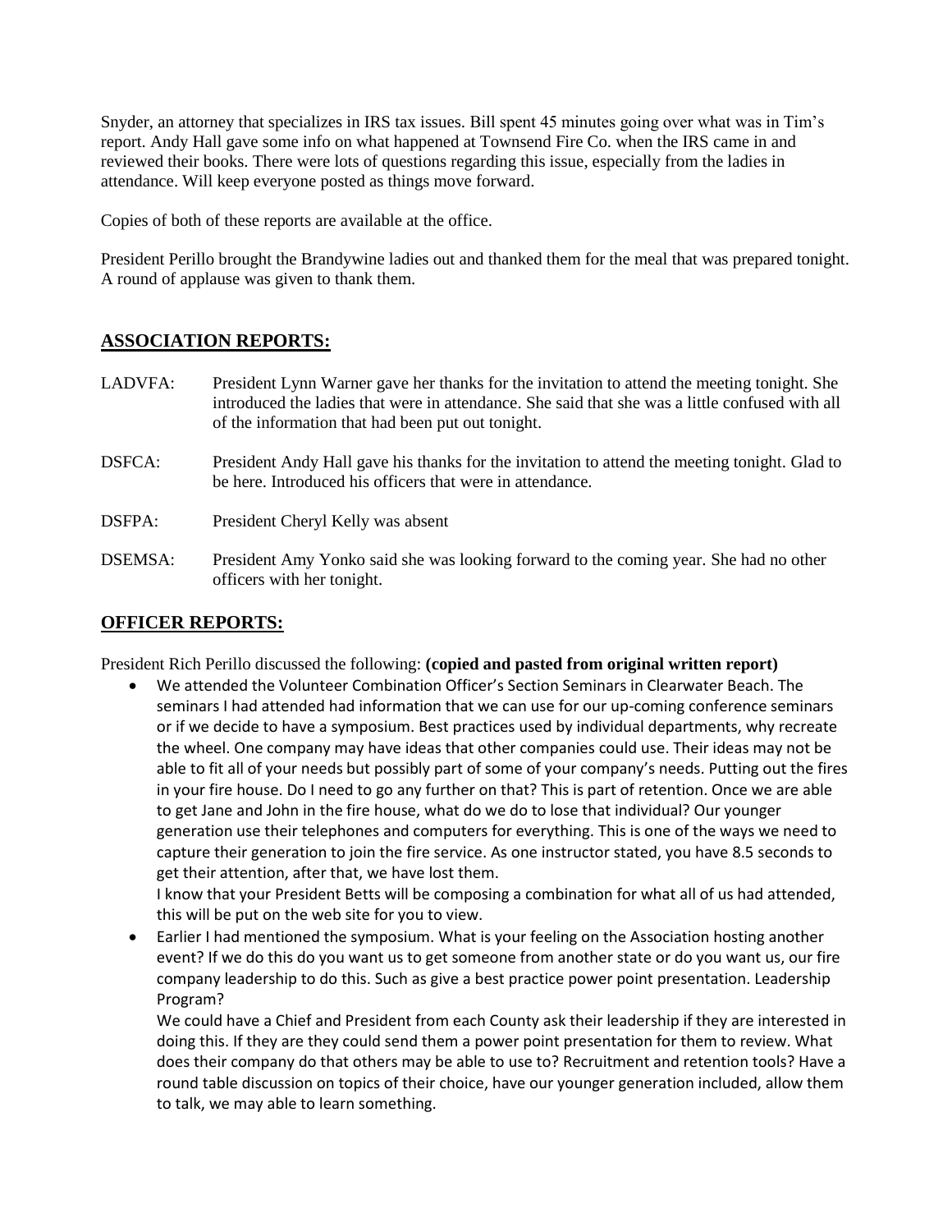Snyder, an attorney that specializes in IRS tax issues. Bill spent 45 minutes going over what was in Tim's report. Andy Hall gave some info on what happened at Townsend Fire Co. when the IRS came in and reviewed their books. There were lots of questions regarding this issue, especially from the ladies in attendance. Will keep everyone posted as things move forward.

Copies of both of these reports are available at the office.

President Perillo brought the Brandywine ladies out and thanked them for the meal that was prepared tonight. A round of applause was given to thank them.

## ASSOCIATION REPORTS:

LADVFA: President Lynn Warner gave her thanks for the invitation to attend the meeting tonight. She introduced the ladies that were in attendance. She said that she was a little confused with all of the information that had been put out tonight.

DSFCA: President Andy Hall gave his thanks for the invitation to attend the meeting tonight. Glad to be here. Introduced his officers that were in attendance.

DSFPA: President Cheryl Kelly was absent

DSEMSA: President Amy Yonko said she was looking forward to the coming year. She had no other officers with her tonight.

## OFFICER REPORTS:

President Rich Perillo discussed the following: **(copied and pasted from original written report)**

- We attended the Volunteer Combination Officer's Section Seminars in Clearwater Beach. The seminars I had attended had information that we can use for our up-coming conference seminars or if we decide to have a symposium. Best practices used by individual departments, why recreate the wheel. One company may have ideas that other companies could use. Their ideas may not be able to fit all of your needs but possibly part of some of your company's needs. Putting out the fires in your fire house. Do I need to go any further on that? This is part of retention. Once we are able to get Jane and John in the fire house, what do we do to lose that individual? Our younger generation use their telephones and computers for everything. This is one of the ways we need to capture their generation to join the fire service. As one instructor stated, you have 8.5 seconds to get their attention, after that, we have lost them.
  I know that your President Betts will be composing a combination for what all of us had attended, this will be put on the web site for you to view.
- Earlier I had mentioned the symposium. What is your feeling on the Association hosting another event? If we do this do you want us to get someone from another state or do you want us, our fire company leadership to do this. Such as give a best practice power point presentation. Leadership Program?
  We could have a Chief and President from each County ask their leadership if they are interested in doing this. If they are they could send them a power point presentation for them to review. What does their company do that others may be able to use to? Recruitment and retention tools? Have a round table discussion on topics of their choice, have our younger generation included, allow them to talk, we may able to learn something.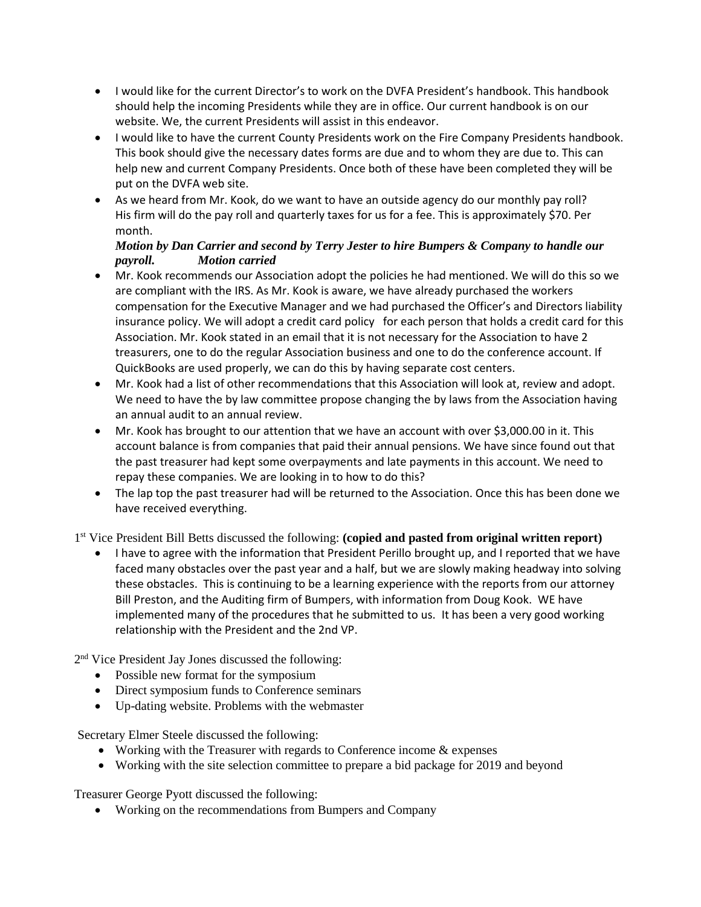- I would like for the current Director's to work on the DVFA President's handbook. This handbook should help the incoming Presidents while they are in office. Our current handbook is on our website. We, the current Presidents will assist in this endeavor.
- I would like to have the current County Presidents work on the Fire Company Presidents handbook. This book should give the necessary dates forms are due and to whom they are due to. This can help new and current Company Presidents. Once both of these have been completed they will be put on the DVFA web site.
- As we heard from Mr. Kook, do we want to have an outside agency do our monthly pay roll? His firm will do the pay roll and quarterly taxes for us for a fee. This is approximately $70. Per month.
  ***Motion by Dan Carrier and second by Terry Jester to hire Bumpers & Company to handle our payroll. Motion carried***
- Mr. Kook recommends our Association adopt the policies he had mentioned. We will do this so we are compliant with the IRS. As Mr. Kook is aware, we have already purchased the workers compensation for the Executive Manager and we had purchased the Officer's and Directors liability insurance policy. We will adopt a credit card policy for each person that holds a credit card for this Association. Mr. Kook stated in an email that it is not necessary for the Association to have 2 treasurers, one to do the regular Association business and one to do the conference account. If QuickBooks are used properly, we can do this by having separate cost centers.
- Mr. Kook had a list of other recommendations that this Association will look at, review and adopt. We need to have the by law committee propose changing the by laws from the Association having an annual audit to an annual review.
- Mr. Kook has brought to our attention that we have an account with over $3,000.00 in it. This account balance is from companies that paid their annual pensions. We have since found out that the past treasurer had kept some overpayments and late payments in this account. We need to repay these companies. We are looking in to how to do this?
- The lap top the past treasurer had will be returned to the Association. Once this has been done we have received everything.

1st Vice President Bill Betts discussed the following: **(copied and pasted from original written report)**

- I have to agree with the information that President Perillo brought up, and I reported that we have faced many obstacles over the past year and a half, but we are slowly making headway into solving these obstacles. This is continuing to be a learning experience with the reports from our attorney Bill Preston, and the Auditing firm of Bumpers, with information from Doug Kook. WE have implemented many of the procedures that he submitted to us. It has been a very good working relationship with the President and the 2nd VP.

2nd Vice President Jay Jones discussed the following:

- Possible new format for the symposium
- Direct symposium funds to Conference seminars
- Up-dating website. Problems with the webmaster

Secretary Elmer Steele discussed the following:

- Working with the Treasurer with regards to Conference income & expenses
- Working with the site selection committee to prepare a bid package for 2019 and beyond

Treasurer George Pyott discussed the following:

- Working on the recommendations from Bumpers and Company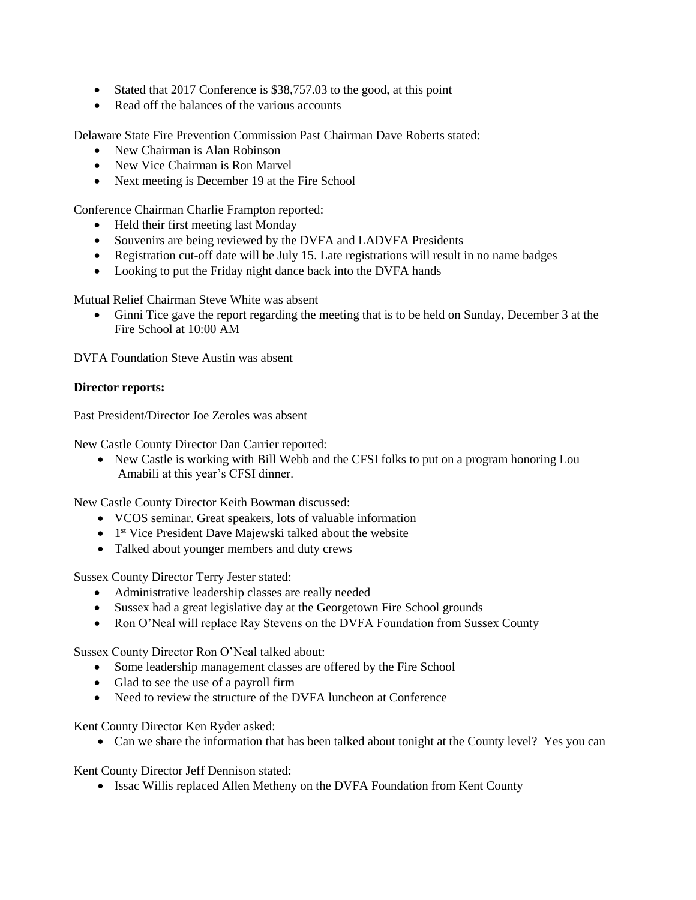- Stated that 2017 Conference is $38,757.03 to the good, at this point
- Read off the balances of the various accounts

Delaware State Fire Prevention Commission Past Chairman Dave Roberts stated:

- New Chairman is Alan Robinson
- New Vice Chairman is Ron Marvel
- Next meeting is December 19 at the Fire School

Conference Chairman Charlie Frampton reported:

- Held their first meeting last Monday
- Souvenirs are being reviewed by the DVFA and LADVFA Presidents
- Registration cut-off date will be July 15. Late registrations will result in no name badges
- Looking to put the Friday night dance back into the DVFA hands

Mutual Relief Chairman Steve White was absent

- Ginni Tice gave the report regarding the meeting that is to be held on Sunday, December 3 at the Fire School at 10:00 AM

DVFA Foundation Steve Austin was absent

**Director reports:**

Past President/Director Joe Zeroles was absent

New Castle County Director Dan Carrier reported:

- New Castle is working with Bill Webb and the CFSI folks to put on a program honoring Lou Amabili at this year's CFSI dinner.

New Castle County Director Keith Bowman discussed:

- VCOS seminar. Great speakers, lots of valuable information
- 1st Vice President Dave Majewski talked about the website
- Talked about younger members and duty crews

Sussex County Director Terry Jester stated:

- Administrative leadership classes are really needed
- Sussex had a great legislative day at the Georgetown Fire School grounds
- Ron O'Neal will replace Ray Stevens on the DVFA Foundation from Sussex County

Sussex County Director Ron O'Neal talked about:

- Some leadership management classes are offered by the Fire School
- Glad to see the use of a payroll firm
- Need to review the structure of the DVFA luncheon at Conference

Kent County Director Ken Ryder asked:

- Can we share the information that has been talked about tonight at the County level? Yes you can

Kent County Director Jeff Dennison stated:

- Issac Willis replaced Allen Metheny on the DVFA Foundation from Kent County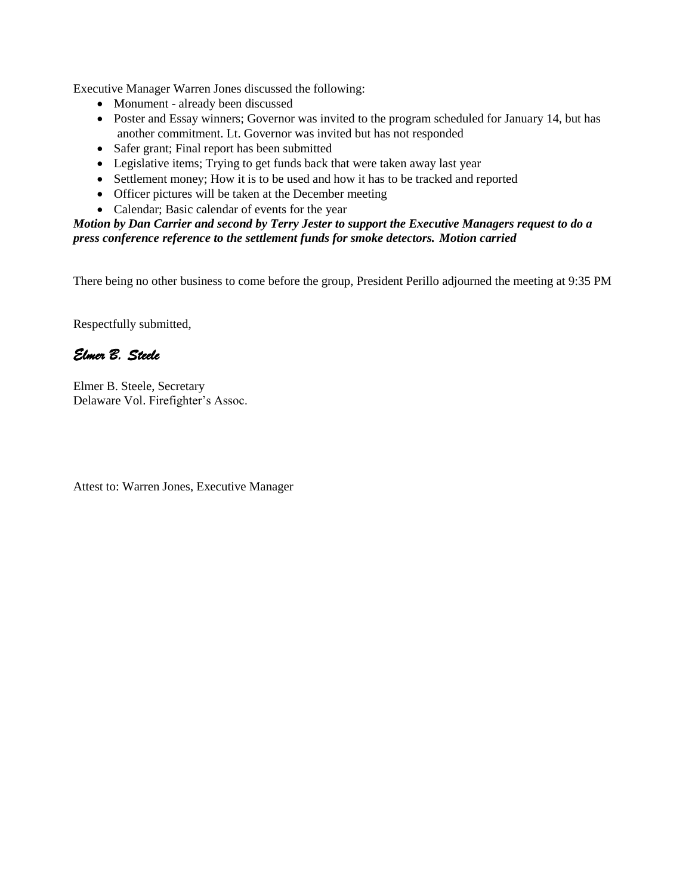Executive Manager Warren Jones discussed the following:

- Monument - already been discussed
- Poster and Essay winners; Governor was invited to the program scheduled for January 14, but has another commitment. Lt. Governor was invited but has not responded
- Safer grant; Final report has been submitted
- Legislative items; Trying to get funds back that were taken away last year
- Settlement money; How it is to be used and how it has to be tracked and reported
- Officer pictures will be taken at the December meeting
- Calendar; Basic calendar of events for the year

***Motion by Dan Carrier and second by Terry Jester to support the Executive Managers request to do a press conference reference to the settlement funds for smoke detectors. Motion carried***

There being no other business to come before the group, President Perillo adjourned the meeting at 9:35 PM

Respectfully submitted,

*Elmer B. Steele*

Elmer B. Steele, Secretary
Delaware Vol. Firefighter's Assoc.

Attest to: Warren Jones, Executive Manager